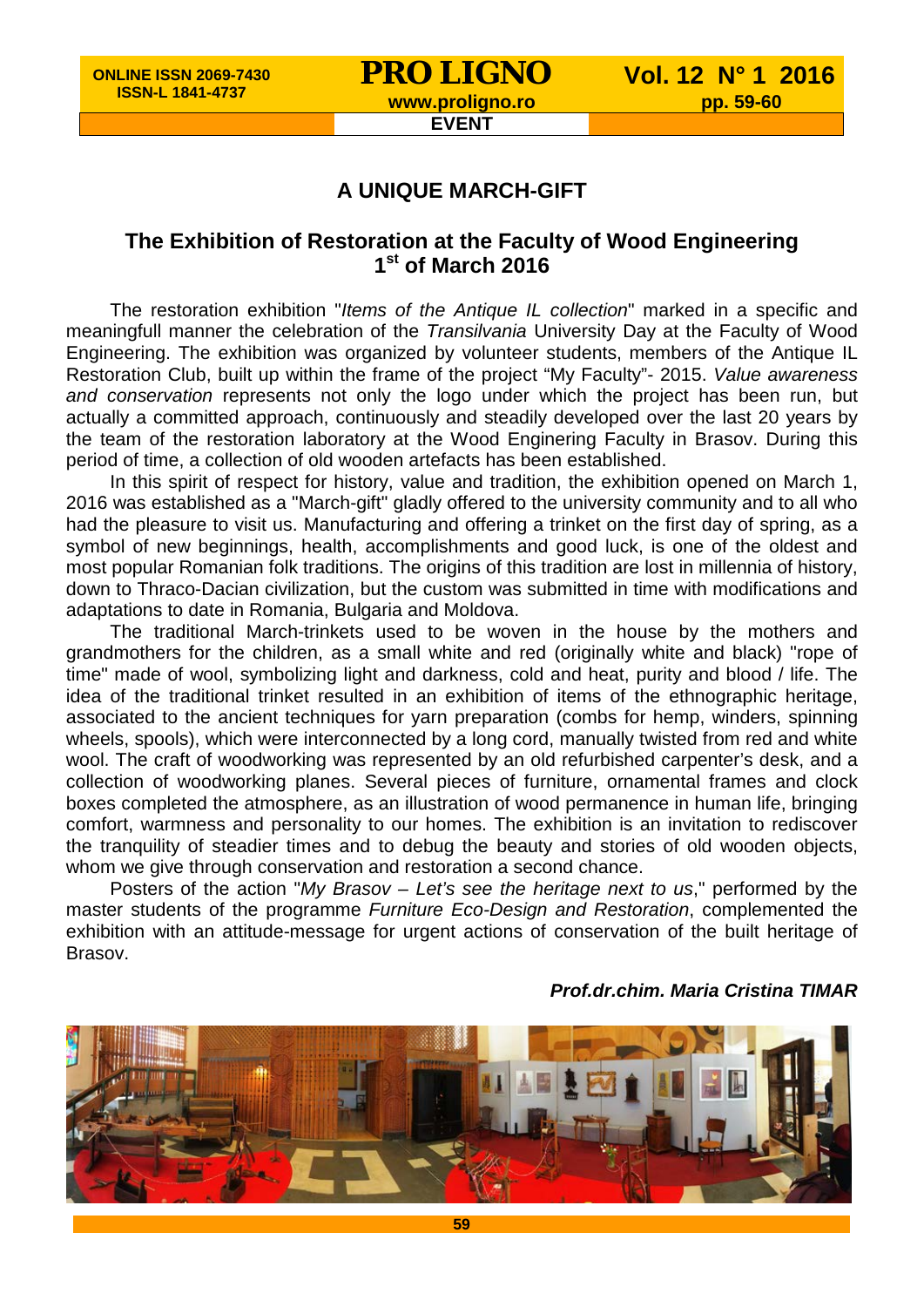EVENT

# A UNIQUE MARCH-GIFT

## The Exhibition of Restoration at the Faculty of Wood Engineering 1st of March 2016

The restoration exhibition "*Items of the Antique IL collection*" marked in a specific and meaningfull manner the celebration of the *Transilvania* University Day at the Faculty of Wood Engineering. The exhibition was organized by volunteer students, members of the Antique IL Restoration Club, built up within the frame of the project "My Faculty"- 2015. *Value awareness and conservation* represents not only the logo under which the project has been run, but actually a committed approach, continuously and steadily developed over the last 20 years by the team of the restoration laboratory at the Wood Enginering Faculty in Brasov. During this period of time, a collection of old wooden artefacts has been established.

In this spirit of respect for history, value and tradition, the exhibition opened on March 1, 2016 was established as a "March-gift" gladly offered to the university community and to all who had the pleasure to visit us. Manufacturing and offering a trinket on the first day of spring, as a symbol of new beginnings, health, accomplishments and good luck, is one of the oldest and most popular Romanian folk traditions. The origins of this tradition are lost in millennia of history, down to Thraco-Dacian civilization, but the custom was submitted in time with modifications and adaptations to date in Romania, Bulgaria and Moldova.

The traditional March-trinkets used to be woven in the house by the mothers and grandmothers for the children, as a small white and red (originally white and black) "rope of time" made of wool, symbolizing light and darkness, cold and heat, purity and blood / life. The idea of the traditional trinket resulted in an exhibition of items of the ethnographic heritage, associated to the ancient techniques for yarn preparation (combs for hemp, winders, spinning wheels, spools), which were interconnected by a long cord, manually twisted from red and white wool. The craft of woodworking was represented by an old refurbished carpenter's desk, and a collection of woodworking planes. Several pieces of furniture, ornamental frames and clock boxes completed the atmosphere, as an illustration of wood permanence in human life, bringing comfort, warmness and personality to our homes. The exhibition is an invitation to rediscover the tranquility of steadier times and to debug the beauty and stories of old wooden objects, whom we give through conservation and restoration a second chance.

Posters of the action "*My Brasov – Let's see the heritage next to us*," performed by the master students of the programme *Furniture Eco-Design and Restoration*, complemented the exhibition with an attitude-message for urgent actions of conservation of the built heritage of Brasov.

***Prof.dr.chim. Maria Cristina TIMAR***